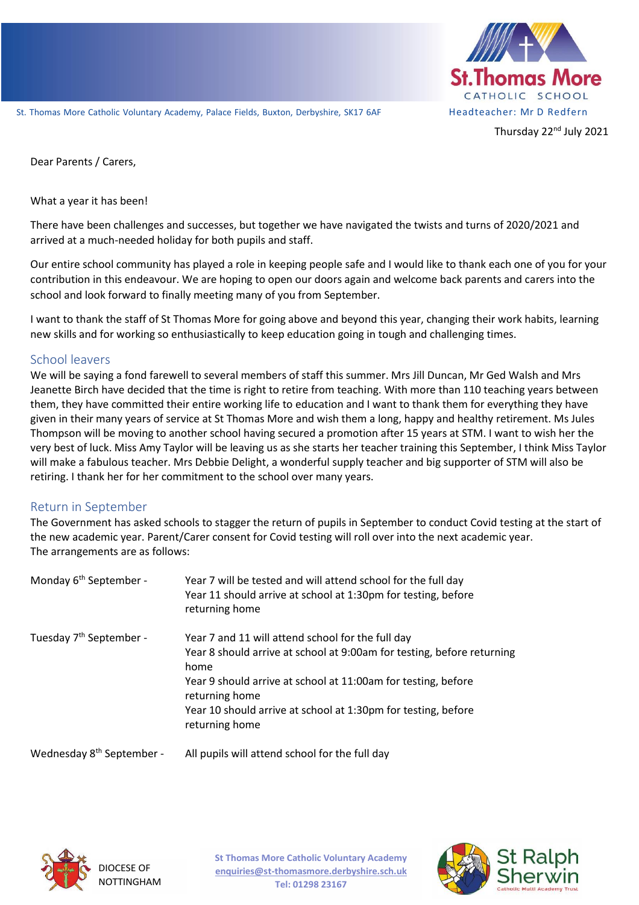St. Thomas More Catholic Voluntary Academy, Palace Fields, Buxton, Derbyshire, SK17 6AF

Headteacher: Mr D Redfern

Thursday 22nd July 2021

Dear Parents / Carers,

What a year it has been!

There have been challenges and successes, but together we have navigated the twists and turns of 2020/2021 and arrived at a much-needed holiday for both pupils and staff.

Our entire school community has played a role in keeping people safe and I would like to thank each one of you for your contribution in this endeavour. We are hoping to open our doors again and welcome back parents and carers into the school and look forward to finally meeting many of you from September.

I want to thank the staff of St Thomas More for going above and beyond this year, changing their work habits, learning new skills and for working so enthusiastically to keep education going in tough and challenging times.

## School leavers

We will be saying a fond farewell to several members of staff this summer. Mrs Jill Duncan, Mr Ged Walsh and Mrs Jeanette Birch have decided that the time is right to retire from teaching. With more than 110 teaching years between them, they have committed their entire working life to education and I want to thank them for everything they have given in their many years of service at St Thomas More and wish them a long, happy and healthy retirement. Ms Jules Thompson will be moving to another school having secured a promotion after 15 years at STM. I want to wish her the very best of luck. Miss Amy Taylor will be leaving us as she starts her teacher training this September, I think Miss Taylor will make a fabulous teacher. Mrs Debbie Delight, a wonderful supply teacher and big supporter of STM will also be retiring. I thank her for her commitment to the school over many years.

## Return in September

The Government has asked schools to stagger the return of pupils in September to conduct Covid testing at the start of the new academic year. Parent/Carer consent for Covid testing will roll over into the next academic year.
The arrangements are as follows:

| | |
|---|---|
| Monday 6th September - | Year 7 will be tested and will attend school for the full day<br>Year 11 should arrive at school at 1:30pm for testing, before returning home |
| Tuesday 7th September - | Year 7 and 11 will attend school for the full day<br>Year 8 should arrive at school at 9:00am for testing, before returning home<br>Year 9 should arrive at school at 11:00am for testing, before returning home<br>Year 10 should arrive at school at 1:30pm for testing, before returning home |
| Wednesday 8th September - | All pupils will attend school for the full day |

DIOCESE OF NOTTINGHAM

St Thomas More Catholic Voluntary Academy
enquiries@st-thomasmore.derbyshire.sch.uk
Tel: 01298 23167

St Ralph Sherwin Catholic Multi Academy Trust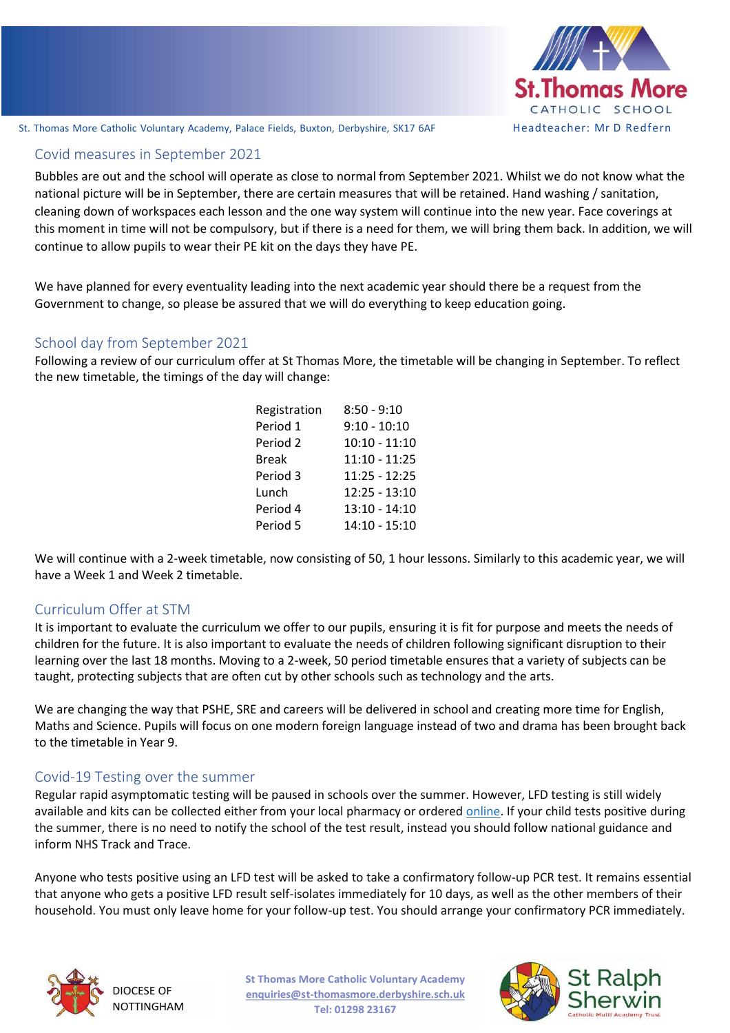## Covid measures in September 2021

Bubbles are out and the school will operate as close to normal from September 2021. Whilst we do not know what the national picture will be in September, there are certain measures that will be retained. Hand washing / sanitation, cleaning down of workspaces each lesson and the one way system will continue into the new year. Face coverings at this moment in time will not be compulsory, but if there is a need for them, we will bring them back. In addition, we will continue to allow pupils to wear their PE kit on the days they have PE.

We have planned for every eventuality leading into the next academic year should there be a request from the Government to change, so please be assured that we will do everything to keep education going.

## School day from September 2021

Following a review of our curriculum offer at St Thomas More, the timetable will be changing in September. To reflect the new timetable, the timings of the day will change:

| | |
|---|---|
| Registration | 8:50 - 9:10 |
| Period 1 | 9:10 - 10:10 |
| Period 2 | 10:10 - 11:10 |
| Break | 11:10 - 11:25 |
| Period 3 | 11:25 - 12:25 |
| Lunch | 12:25 - 13:10 |
| Period 4 | 13:10 - 14:10 |
| Period 5 | 14:10 - 15:10 |

We will continue with a 2-week timetable, now consisting of 50, 1 hour lessons. Similarly to this academic year, we will have a Week 1 and Week 2 timetable.

## Curriculum Offer at STM

It is important to evaluate the curriculum we offer to our pupils, ensuring it is fit for purpose and meets the needs of children for the future. It is also important to evaluate the needs of children following significant disruption to their learning over the last 18 months. Moving to a 2-week, 50 period timetable ensures that a variety of subjects can be taught, protecting subjects that are often cut by other schools such as technology and the arts.

We are changing the way that PSHE, SRE and careers will be delivered in school and creating more time for English, Maths and Science. Pupils will focus on one modern foreign language instead of two and drama has been brought back to the timetable in Year 9.

## Covid-19 Testing over the summer

Regular rapid asymptomatic testing will be paused in schools over the summer. However, LFD testing is still widely available and kits can be collected either from your local pharmacy or ordered online. If your child tests positive during the summer, there is no need to notify the school of the test result, instead you should follow national guidance and inform NHS Track and Trace.

Anyone who tests positive using an LFD test will be asked to take a confirmatory follow-up PCR test. It remains essential that anyone who gets a positive LFD result self-isolates immediately for 10 days, as well as the other members of their household. You must only leave home for your follow-up test. You should arrange your confirmatory PCR immediately.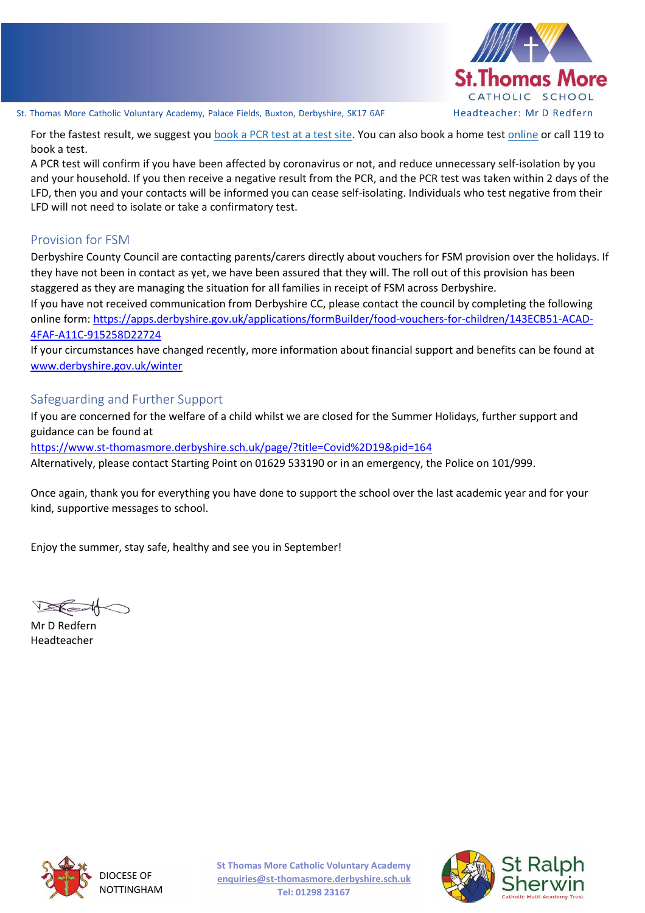For the fastest result, we suggest you book a PCR test at a test site. You can also book a home test online or call 119 to book a test.

A PCR test will confirm if you have been affected by coronavirus or not, and reduce unnecessary self-isolation by you and your household. If you then receive a negative result from the PCR, and the PCR test was taken within 2 days of the LFD, then you and your contacts will be informed you can cease self-isolating. Individuals who test negative from their LFD will not need to isolate or take a confirmatory test.

## Provision for FSM

Derbyshire County Council are contacting parents/carers directly about vouchers for FSM provision over the holidays. If they have not been in contact as yet, we have been assured that they will. The roll out of this provision has been staggered as they are managing the situation for all families in receipt of FSM across Derbyshire.

If you have not received communication from Derbyshire CC, please contact the council by completing the following online form: https://apps.derbyshire.gov.uk/applications/formBuilder/food-vouchers-for-children/143ECB51-ACAD-4FAF-A11C-915258D22724

If your circumstances have changed recently, more information about financial support and benefits can be found at www.derbyshire.gov.uk/winter

## Safeguarding and Further Support

If you are concerned for the welfare of a child whilst we are closed for the Summer Holidays, further support and guidance can be found at

https://www.st-thomasmore.derbyshire.sch.uk/page/?title=Covid%2D19&pid=164

Alternatively, please contact Starting Point on 01629 533190 or in an emergency, the Police on 101/999.

Once again, thank you for everything you have done to support the school over the last academic year and for your kind, supportive messages to school.

Enjoy the summer, stay safe, healthy and see you in September!

Mr D Redfern
Headteacher